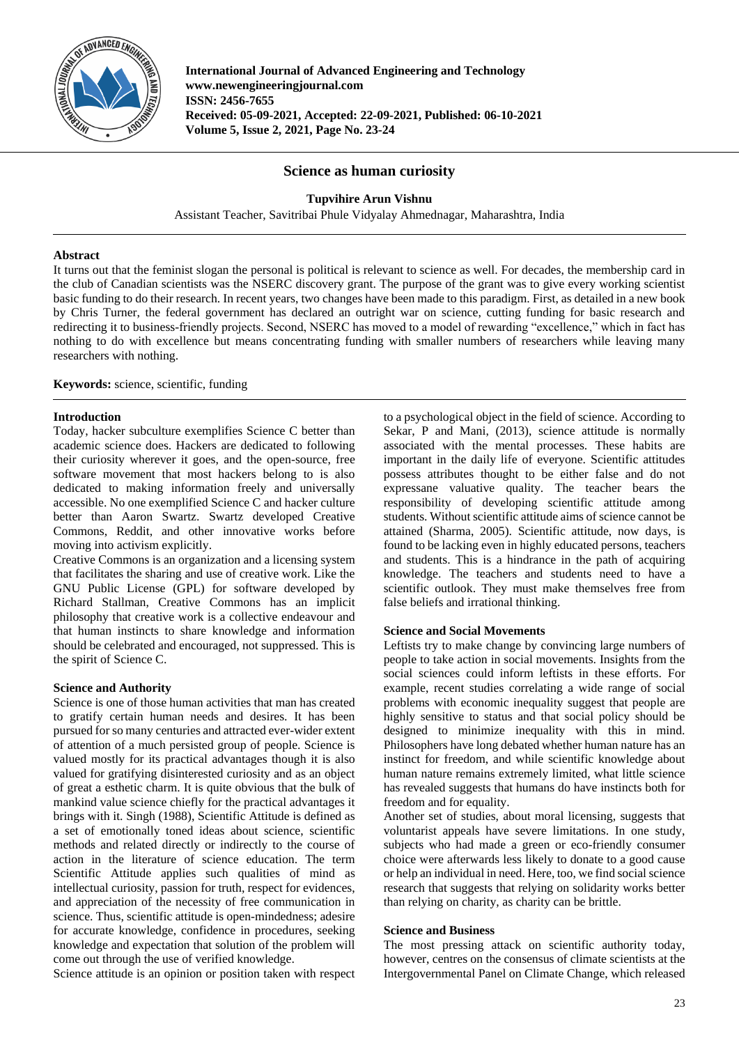International Journal of Advanced Engineering and Technology
www.newengineeringjournal.com
ISSN: 2456-7655
Received: 05-09-2021, Accepted: 22-09-2021, Published: 06-10-2021

# Science as human curiosity

**Tupvihire Arun Vishnu**

Assistant Teacher, Savitribai Phule Vidyalay Ahmednagar, Maharashtra, India

## Abstract

It turns out that the feminist slogan the personal is political is relevant to science as well. For decades, the membership card in the club of Canadian scientists was the NSERC discovery grant. The purpose of the grant was to give every working scientist basic funding to do their research. In recent years, two changes have been made to this paradigm. First, as detailed in a new book by Chris Turner, the federal government has declared an outright war on science, cutting funding for basic research and redirecting it to business-friendly projects. Second, NSERC has moved to a model of rewarding "excellence," which in fact has nothing to do with excellence but means concentrating funding with smaller numbers of researchers while leaving many researchers with nothing.

**Keywords:** science, scientific, funding

## Introduction

Today, hacker subculture exemplifies Science C better than academic science does. Hackers are dedicated to following their curiosity wherever it goes, and the open-source, free software movement that most hackers belong to is also dedicated to making information freely and universally accessible. No one exemplified Science C and hacker culture better than Aaron Swartz. Swartz developed Creative Commons, Reddit, and other innovative works before moving into activism explicitly.

Creative Commons is an organization and a licensing system that facilitates the sharing and use of creative work. Like the GNU Public License (GPL) for software developed by Richard Stallman, Creative Commons has an implicit philosophy that creative work is a collective endeavour and that human instincts to share knowledge and information should be celebrated and encouraged, not suppressed. This is the spirit of Science C.

## Science and Authority

Science is one of those human activities that man has created to gratify certain human needs and desires. It has been pursued for so many centuries and attracted ever-wider extent of attention of a much persisted group of people. Science is valued mostly for its practical advantages though it is also valued for gratifying disinterested curiosity and as an object of great a esthetic charm. It is quite obvious that the bulk of mankind value science chiefly for the practical advantages it brings with it. Singh (1988), Scientific Attitude is defined as a set of emotionally toned ideas about science, scientific methods and related directly or indirectly to the course of action in the literature of science education. The term Scientific Attitude applies such qualities of mind as intellectual curiosity, passion for truth, respect for evidences, and appreciation of the necessity of free communication in science. Thus, scientific attitude is open-mindedness; adesire for accurate knowledge, confidence in procedures, seeking knowledge and expectation that solution of the problem will come out through the use of verified knowledge.

Science attitude is an opinion or position taken with respect to a psychological object in the field of science. According to Sekar, P and Mani, (2013), science attitude is normally associated with the mental processes. These habits are important in the daily life of everyone. Scientific attitudes possess attributes thought to be either false and do not expressane valuative quality. The teacher bears the responsibility of developing scientific attitude among students. Without scientific attitude aims of science cannot be attained (Sharma, 2005). Scientific attitude, now days, is found to be lacking even in highly educated persons, teachers and students. This is a hindrance in the path of acquiring knowledge. The teachers and students need to have a scientific outlook. They must make themselves free from false beliefs and irrational thinking.

## Science and Social Movements

Leftists try to make change by convincing large numbers of people to take action in social movements. Insights from the social sciences could inform leftists in these efforts. For example, recent studies correlating a wide range of social problems with economic inequality suggest that people are highly sensitive to status and that social policy should be designed to minimize inequality with this in mind. Philosophers have long debated whether human nature has an instinct for freedom, and while scientific knowledge about human nature remains extremely limited, what little science has revealed suggests that humans do have instincts both for freedom and for equality.

Another set of studies, about moral licensing, suggests that voluntarist appeals have severe limitations. In one study, subjects who had made a green or eco-friendly consumer choice were afterwards less likely to donate to a good cause or help an individual in need. Here, too, we find social science research that suggests that relying on solidarity works better than relying on charity, as charity can be brittle.

## Science and Business

The most pressing attack on scientific authority today, however, centres on the consensus of climate scientists at the Intergovernmental Panel on Climate Change, which released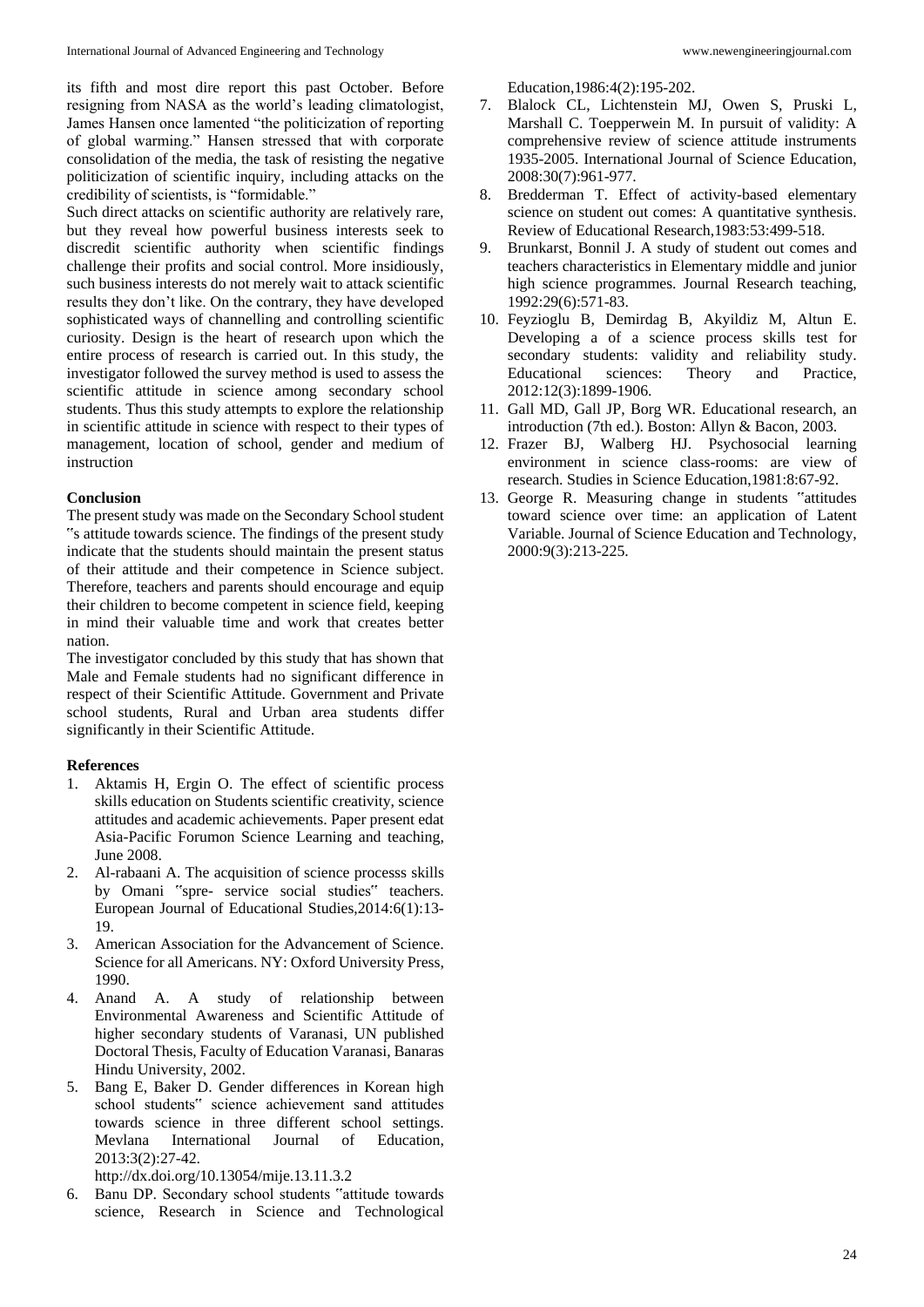its fifth and most dire report this past October. Before resigning from NASA as the world's leading climatologist, James Hansen once lamented "the politicization of reporting of global warming." Hansen stressed that with corporate consolidation of the media, the task of resisting the negative politicization of scientific inquiry, including attacks on the credibility of scientists, is "formidable."

Such direct attacks on scientific authority are relatively rare, but they reveal how powerful business interests seek to discredit scientific authority when scientific findings challenge their profits and social control. More insidiously, such business interests do not merely wait to attack scientific results they don't like. On the contrary, they have developed sophisticated ways of channelling and controlling scientific curiosity. Design is the heart of research upon which the entire process of research is carried out. In this study, the investigator followed the survey method is used to assess the scientific attitude in science among secondary school students. Thus this study attempts to explore the relationship in scientific attitude in science with respect to their types of management, location of school, gender and medium of instruction

## Conclusion

The present study was made on the Secondary School student "s attitude towards science. The findings of the present study indicate that the students should maintain the present status of their attitude and their competence in Science subject. Therefore, teachers and parents should encourage and equip their children to become competent in science field, keeping in mind their valuable time and work that creates better nation.

The investigator concluded by this study that has shown that Male and Female students had no significant difference in respect of their Scientific Attitude. Government and Private school students, Rural and Urban area students differ significantly in their Scientific Attitude.

## References

1. Aktamis H, Ergin O. The effect of scientific process skills education on Students scientific creativity, science attitudes and academic achievements. Paper present edat Asia-Pacific Forumon Science Learning and teaching, June 2008.
2. Al-rabaani A. The acquisition of science processs skills by Omani "spre- service social studies" teachers. European Journal of Educational Studies,2014:6(1):13-19.
3. American Association for the Advancement of Science. Science for all Americans. NY: Oxford University Press, 1990.
4. Anand A. A study of relationship between Environmental Awareness and Scientific Attitude of higher secondary students of Varanasi, UN published Doctoral Thesis, Faculty of Education Varanasi, Banaras Hindu University, 2002.
5. Bang E, Baker D. Gender differences in Korean high school students" science achievement sand attitudes towards science in three different school settings. Mevlana International Journal of Education, 2013:3(2):27-42. http://dx.doi.org/10.13054/mije.13.11.3.2
6. Banu DP. Secondary school students "attitude towards science, Research in Science and Technological Education,1986:4(2):195-202.
7. Blalock CL, Lichtenstein MJ, Owen S, Pruski L, Marshall C. Toepperwein M. In pursuit of validity: A comprehensive review of science attitude instruments 1935-2005. International Journal of Science Education, 2008:30(7):961-977.
8. Bredderman T. Effect of activity-based elementary science on student out comes: A quantitative synthesis. Review of Educational Research,1983:53:499-518.
9. Brunkarst, Bonnil J. A study of student out comes and teachers characteristics in Elementary middle and junior high science programmes. Journal Research teaching, 1992:29(6):571-83.
10. Feyzioglu B, Demirdag B, Akyildiz M, Altun E. Developing a of a science process skills test for secondary students: validity and reliability study. Educational sciences: Theory and Practice, 2012:12(3):1899-1906.
11. Gall MD, Gall JP, Borg WR. Educational research, an introduction (7th ed.). Boston: Allyn & Bacon, 2003.
12. Frazer BJ, Walberg HJ. Psychosocial learning environment in science class-rooms: are view of research. Studies in Science Education,1981:8:67-92.
13. George R. Measuring change in students "attitudes toward science over time: an application of Latent Variable. Journal of Science Education and Technology, 2000:9(3):213-225.